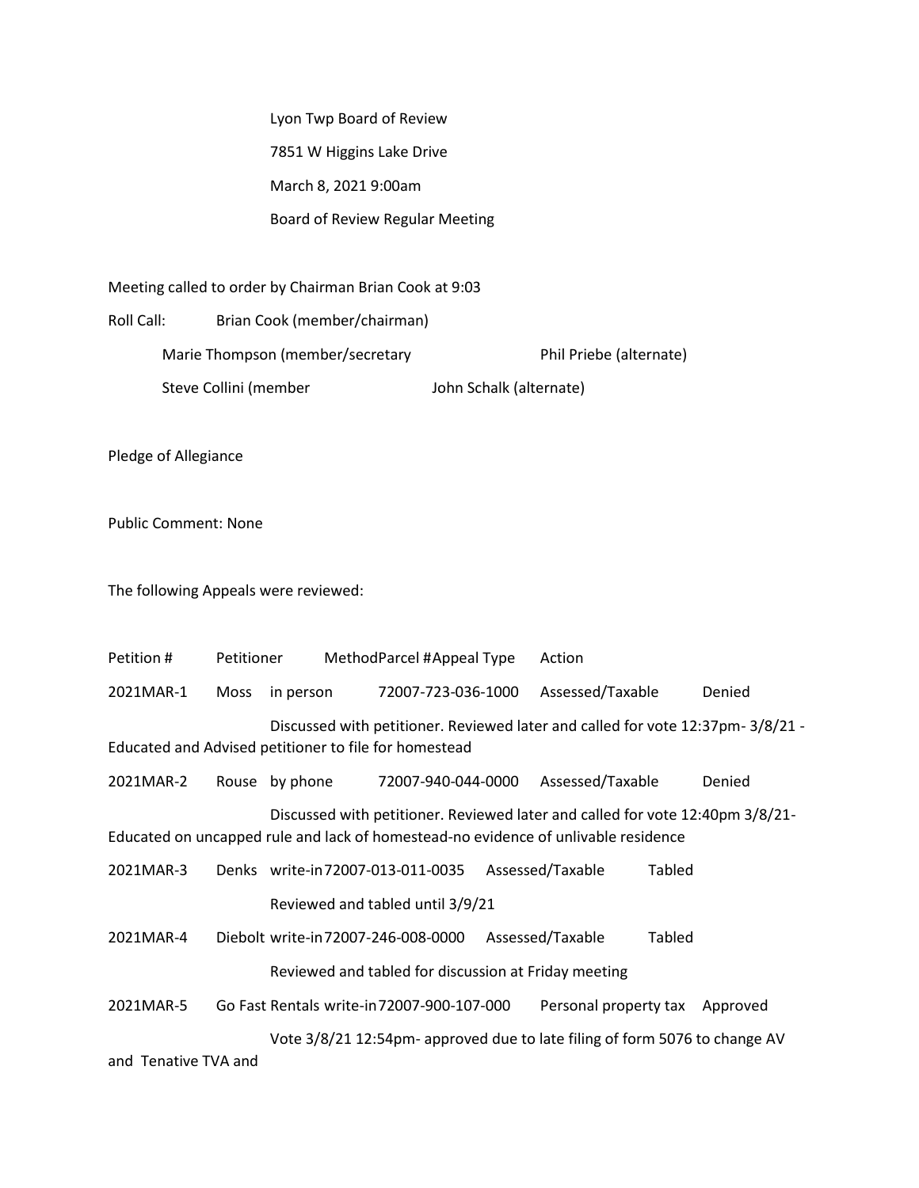Lyon Twp Board of Review

7851 W Higgins Lake Drive

March 8, 2021 9:00am

Board of Review Regular Meeting

Meeting called to order by Chairman Brian Cook at 9:03

Roll Call: Brian Cook (member/chairman)

Marie Thompson (member/secretary Phil Priebe (alternate)

Steve Collini (member John Schalk (alternate)

Pledge of Allegiance

Public Comment: None

The following Appeals were reviewed:

| Petition # | Petitioner | Method | Parcel # | Appeal Type | Action |
|---|---|---|---|---|---|
| 2021MAR-1 | Moss | in person | 72007-723-036-1000 | Assessed/Taxable | Denied |

Discussed with petitioner. Reviewed later and called for vote 12:37pm- 3/8/21 - Educated and Advised petitioner to file for homestead

| Petition # | Petitioner | Method | Parcel # | Appeal Type | Action |
|---|---|---|---|---|---|
| 2021MAR-2 | Rouse | by phone | 72007-940-044-0000 | Assessed/Taxable | Denied |

Discussed with petitioner. Reviewed later and called for vote 12:40pm 3/8/21- Educated on uncapped rule and lack of homestead-no evidence of unlivable residence

| Petition # | Petitioner | Method | Parcel # | Appeal Type | Action |
|---|---|---|---|---|---|
| 2021MAR-3 | Denks | write-in | 72007-013-011-0035 | Assessed/Taxable | Tabled |

Reviewed and tabled until 3/9/21

| Petition # | Petitioner | Method | Parcel # | Appeal Type | Action |
|---|---|---|---|---|---|
| 2021MAR-4 | Diebolt | write-in | 72007-246-008-0000 | Assessed/Taxable | Tabled |

Reviewed and tabled for discussion at Friday meeting

| Petition # | Petitioner | Method | Parcel # | Appeal Type | Action |
|---|---|---|---|---|---|
| 2021MAR-5 | Go Fast Rentals | write-in | 72007-900-107-000 | Personal property tax | Approved |

Vote 3/8/21 12:54pm- approved due to late filing of form 5076 to change AV and Tenative TVA and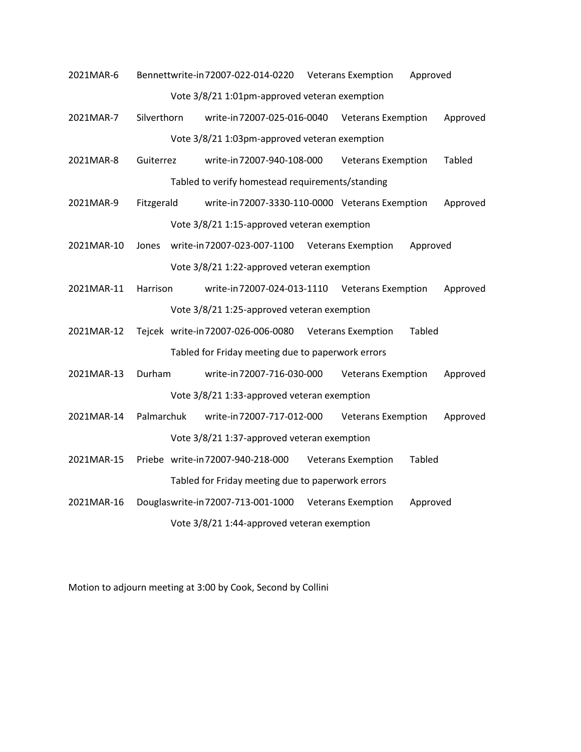2021MAR-6 Bennettwrite-in 72007-022-014-0220 Veterans Exemption Approved

Vote 3/8/21 1:01pm-approved veteran exemption

2021MAR-7 Silverthorn write-in 72007-025-016-0040 Veterans Exemption Approved

Vote 3/8/21 1:03pm-approved veteran exemption

2021MAR-8 Guiterrez write-in 72007-940-108-000 Veterans Exemption Tabled

Tabled to verify homestead requirements/standing

2021MAR-9 Fitzgerald write-in 72007-3330-110-0000 Veterans Exemption Approved

Vote 3/8/21 1:15-approved veteran exemption

2021MAR-10 Jones write-in 72007-023-007-1100 Veterans Exemption Approved

Vote 3/8/21 1:22-approved veteran exemption

2021MAR-11 Harrison write-in 72007-024-013-1110 Veterans Exemption Approved

Vote 3/8/21 1:25-approved veteran exemption

2021MAR-12 Tejcek write-in 72007-026-006-0080 Veterans Exemption Tabled

Tabled for Friday meeting due to paperwork errors

2021MAR-13 Durham write-in 72007-716-030-000 Veterans Exemption Approved

Vote 3/8/21 1:33-approved veteran exemption

2021MAR-14 Palmarchuk write-in 72007-717-012-000 Veterans Exemption Approved

Vote 3/8/21 1:37-approved veteran exemption

2021MAR-15 Priebe write-in 72007-940-218-000 Veterans Exemption Tabled

Tabled for Friday meeting due to paperwork errors

2021MAR-16 Douglaswrite-in 72007-713-001-1000 Veterans Exemption Approved

Vote 3/8/21 1:44-approved veteran exemption

Motion to adjourn meeting at 3:00 by Cook, Second by Collini